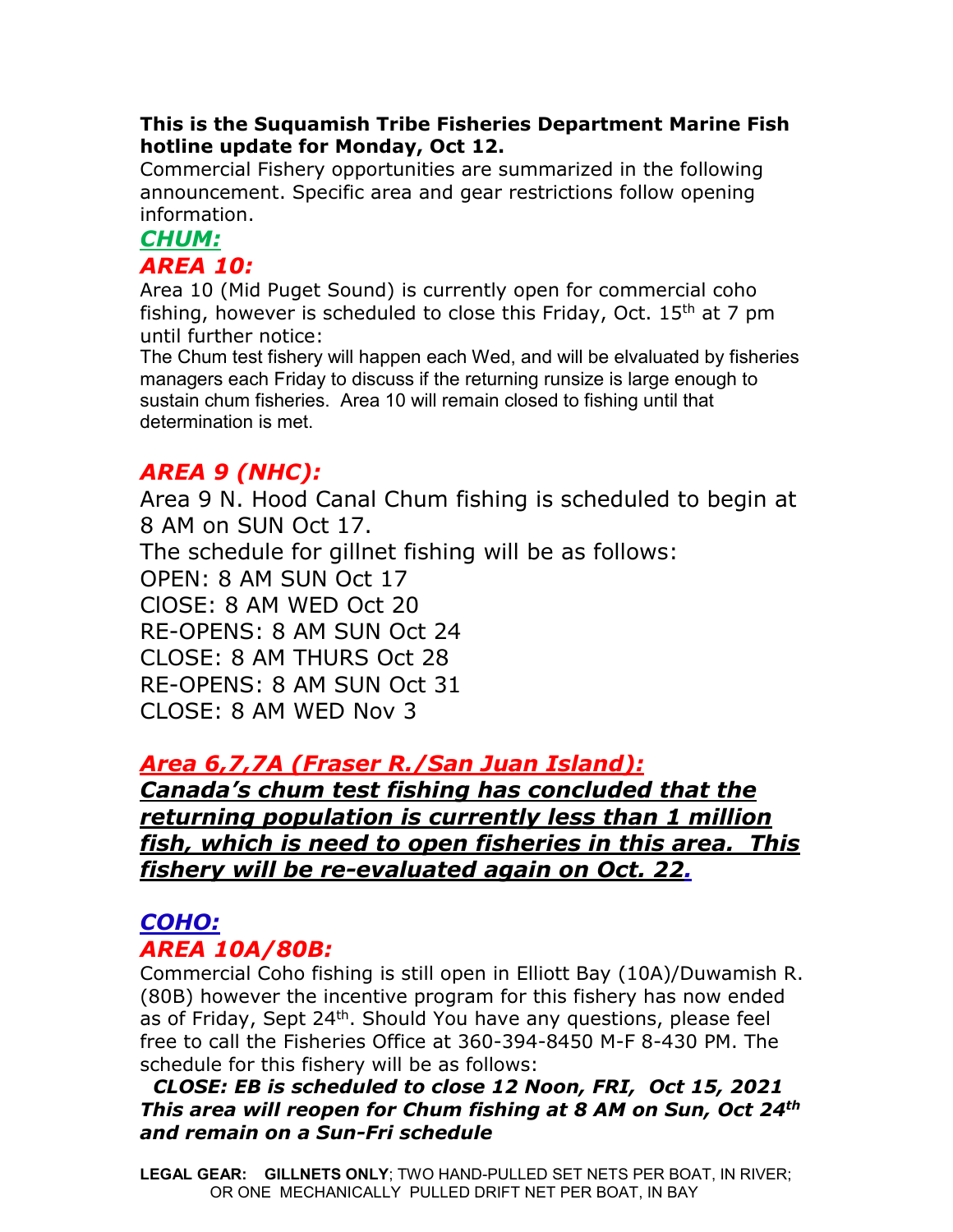**This is the Suquamish Tribe Fisheries Department Marine Fish hotline update for Monday, Oct 12.**

Commercial Fishery opportunities are summarized in the following announcement. Specific area and gear restrictions follow opening information.

## *CHUM:*

### *AREA 10:*

Area 10 (Mid Puget Sound) is currently open for commercial coho fishing, however is scheduled to close this Friday, Oct. 15th at 7 pm until further notice:

The Chum test fishery will happen each Wed, and will be elvaluated by fisheries managers each Friday to discuss if the returning runsize is large enough to sustain chum fisheries. Area 10 will remain closed to fishing until that determination is met.

### *AREA 9 (NHC):*

Area 9 N. Hood Canal Chum fishing is scheduled to begin at 8 AM on SUN Oct 17.

The schedule for gillnet fishing will be as follows:

OPEN: 8 AM SUN Oct 17
ClOSE: 8 AM WED Oct 20
RE-OPENS: 8 AM SUN Oct 24
CLOSE: 8 AM THURS Oct 28
RE-OPENS: 8 AM SUN Oct 31
CLOSE: 8 AM WED Nov 3

### *Area 6,7,7A (Fraser R./San Juan Island):*

***Canada's chum test fishing has concluded that the returning population is currently less than 1 million fish, which is need to open fisheries in this area. This fishery will be re-evaluated again on Oct. 22.***

## *COHO:*

### *AREA 10A/80B:*

Commercial Coho fishing is still open in Elliott Bay (10A)/Duwamish R. (80B) however the incentive program for this fishery has now ended as of Friday, Sept 24th. Should You have any questions, please feel free to call the Fisheries Office at 360-394-8450 M-F 8-430 PM. The schedule for this fishery will be as follows:

***CLOSE: EB is scheduled to close 12 Noon, FRI, Oct 15, 2021***
***This area will reopen for Chum fishing at 8 AM on Sun, Oct 24th and remain on a Sun-Fri schedule***

**LEGAL GEAR: GILLNETS ONLY**; TWO HAND-PULLED SET NETS PER BOAT, IN RIVER; OR ONE MECHANICALLY PULLED DRIFT NET PER BOAT, IN BAY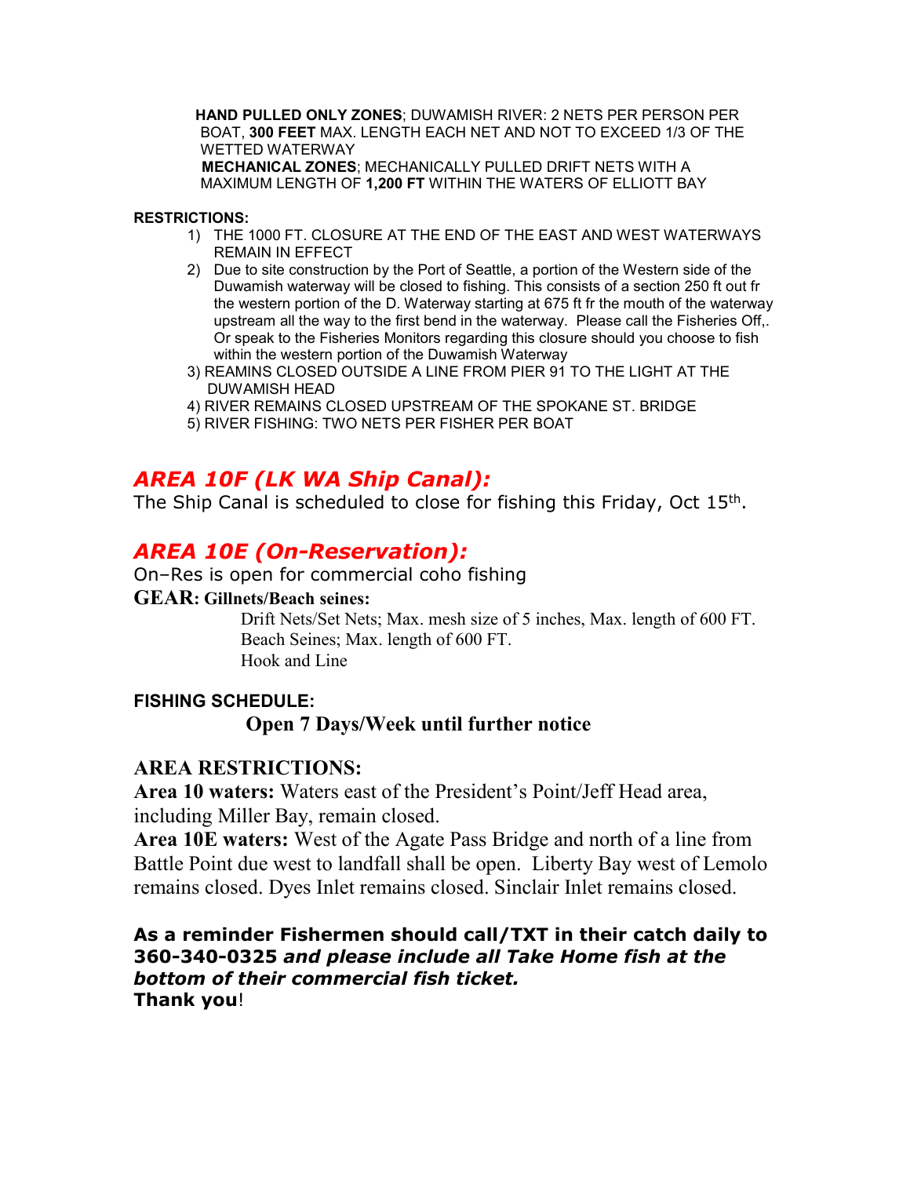**HAND PULLED ONLY ZONES**; DUWAMISH RIVER: 2 NETS PER PERSON PER BOAT, **300 FEET** MAX. LENGTH EACH NET AND NOT TO EXCEED 1/3 OF THE WETTED WATERWAY

**MECHANICAL ZONES**; MECHANICALLY PULLED DRIFT NETS WITH A MAXIMUM LENGTH OF **1,200 FT** WITHIN THE WATERS OF ELLIOTT BAY

**RESTRICTIONS:**

1) THE 1000 FT. CLOSURE AT THE END OF THE EAST AND WEST WATERWAYS REMAIN IN EFFECT
2) Due to site construction by the Port of Seattle, a portion of the Western side of the Duwamish waterway will be closed to fishing. This consists of a section 250 ft out fr the western portion of the D. Waterway starting at 675 ft fr the mouth of the waterway upstream all the way to the first bend in the waterway. Please call the Fisheries Off,. Or speak to the Fisheries Monitors regarding this closure should you choose to fish within the western portion of the Duwamish Waterway
3) REAMINS CLOSED OUTSIDE A LINE FROM PIER 91 TO THE LIGHT AT THE DUWAMISH HEAD
4) RIVER REMAINS CLOSED UPSTREAM OF THE SPOKANE ST. BRIDGE
5) RIVER FISHING: TWO NETS PER FISHER PER BOAT

## *AREA 10F (LK WA Ship Canal):*

The Ship Canal is scheduled to close for fishing this Friday, Oct 15th.

## *AREA 10E (On-Reservation):*

On–Res is open for commercial coho fishing

**GEAR: Gillnets/Beach seines:**

Drift Nets/Set Nets; Max. mesh size of 5 inches, Max. length of 600 FT.
Beach Seines; Max. length of 600 FT.
Hook and Line

**FISHING SCHEDULE:**

**Open 7 Days/Week until further notice**

### AREA RESTRICTIONS:

**Area 10 waters:** Waters east of the President's Point/Jeff Head area, including Miller Bay, remain closed.

**Area 10E waters:** West of the Agate Pass Bridge and north of a line from Battle Point due west to landfall shall be open. Liberty Bay west of Lemolo remains closed. Dyes Inlet remains closed. Sinclair Inlet remains closed.

**As a reminder Fishermen should call/TXT in their catch daily to 360-340-0325 *and please include all Take Home fish at the bottom of their commercial fish ticket.***
**Thank you**!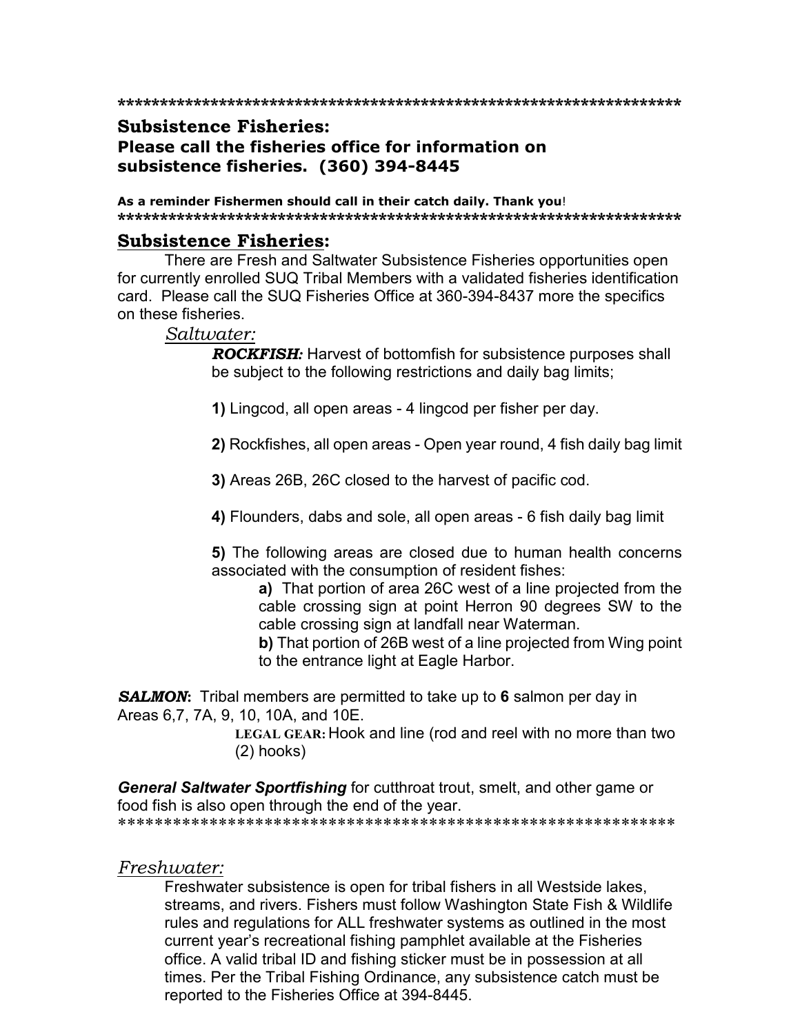**********************************************************************

**Subsistence Fisheries:**
**Please call the fisheries office for information on subsistence fisheries. (360) 394-8445**

**As a reminder Fishermen should call in their catch daily. Thank you**!
**********************************************************************

## Subsistence Fisheries:

There are Fresh and Saltwater Subsistence Fisheries opportunities open for currently enrolled SUQ Tribal Members with a validated fisheries identification card. Please call the SUQ Fisheries Office at 360-394-8437 more the specifics on these fisheries.

### *Saltwater:*

***ROCKFISH:*** Harvest of bottomfish for subsistence purposes shall be subject to the following restrictions and daily bag limits;

**1)** Lingcod, all open areas - 4 lingcod per fisher per day.

**2)** Rockfishes, all open areas - Open year round, 4 fish daily bag limit

**3)** Areas 26B, 26C closed to the harvest of pacific cod.

**4)** Flounders, dabs and sole, all open areas - 6 fish daily bag limit

**5)** The following areas are closed due to human health concerns associated with the consumption of resident fishes:

**a)** That portion of area 26C west of a line projected from the cable crossing sign at point Herron 90 degrees SW to the cable crossing sign at landfall near Waterman.

**b)** That portion of 26B west of a line projected from Wing point to the entrance light at Eagle Harbor.

***SALMON*:** Tribal members are permitted to take up to **6** salmon per day in Areas 6,7, 7A, 9, 10, 10A, and 10E.

**LEGAL GEAR:** Hook and line (rod and reel with no more than two (2) hooks)

***General Saltwater Sportfishing*** for cutthroat trout, smelt, and other game or food fish is also open through the end of the year.
**************************************************************

### *Freshwater:*

Freshwater subsistence is open for tribal fishers in all Westside lakes, streams, and rivers. Fishers must follow Washington State Fish & Wildlife rules and regulations for ALL freshwater systems as outlined in the most current year's recreational fishing pamphlet available at the Fisheries office. A valid tribal ID and fishing sticker must be in possession at all times. Per the Tribal Fishing Ordinance, any subsistence catch must be reported to the Fisheries Office at 394-8445.